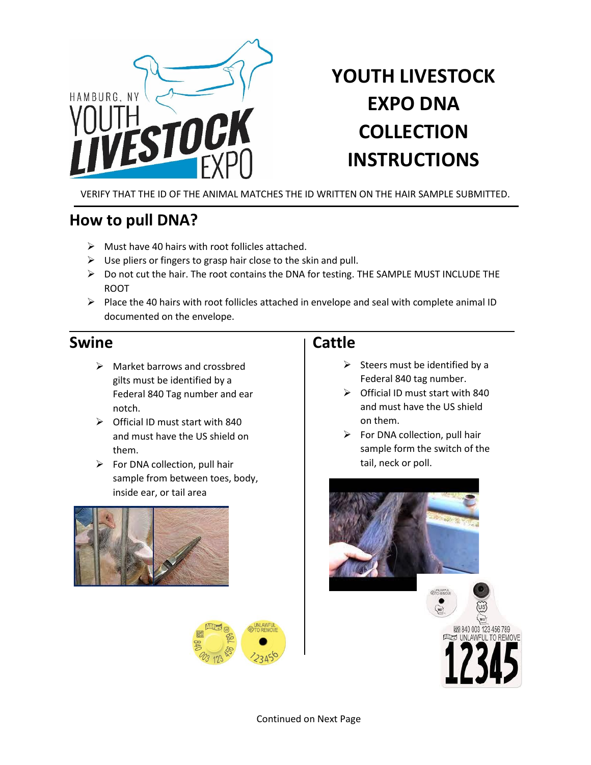# YOUTH LIVESTOCK EXPO DNA COLLECTION INSTRUCTIONS

VERIFY THAT THE ID OF THE ANIMAL MATCHES THE ID WRITTEN ON THE HAIR SAMPLE SUBMITTED.

## How to pull DNA?

- Must have 40 hairs with root follicles attached.
- Use pliers or fingers to grasp hair close to the skin and pull.
- Do not cut the hair. The root contains the DNA for testing. THE SAMPLE MUST INCLUDE THE ROOT
- Place the 40 hairs with root follicles attached in envelope and seal with complete animal ID documented on the envelope.

## Swine

- Market barrows and crossbred gilts must be identified by a Federal 840 Tag number and ear notch.
- Official ID must start with 840 and must have the US shield on them.
- For DNA collection, pull hair sample from between toes, body, inside ear, or tail area

## Cattle

- Steers must be identified by a Federal 840 tag number.
- Official ID must start with 840 and must have the US shield on them.
- For DNA collection, pull hair sample form the switch of the tail, neck or poll.

Continued on Next Page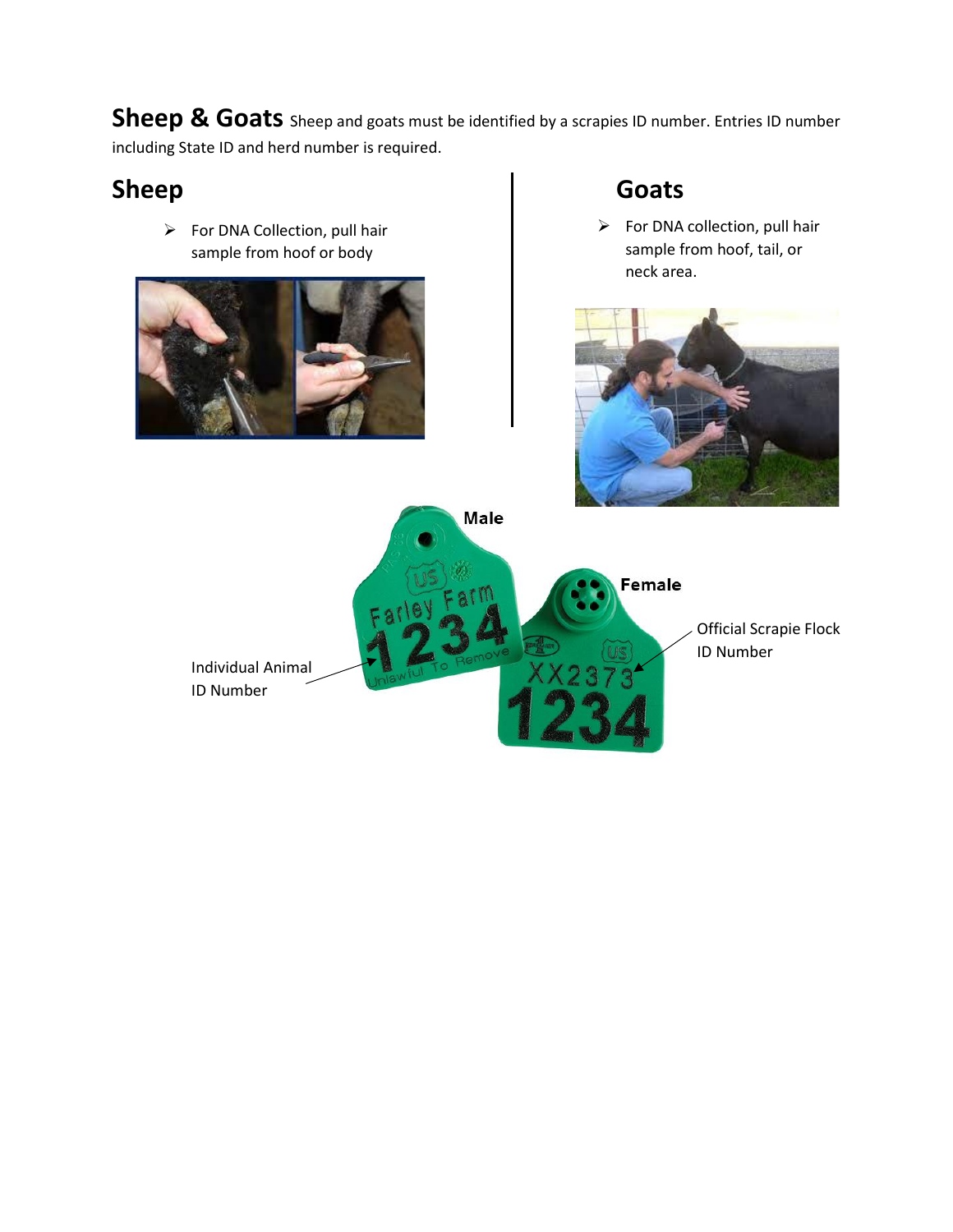**Sheep & Goats** Sheep and goats must be identified by a scrapies ID number. Entries ID number including State ID and herd number is required.

## Sheep

- For DNA Collection, pull hair sample from hoof or body

## Goats

- For DNA collection, pull hair sample from hoof, tail, or neck area.

Male

Female

Individual Animal ID Number

Official Scrapie Flock ID Number